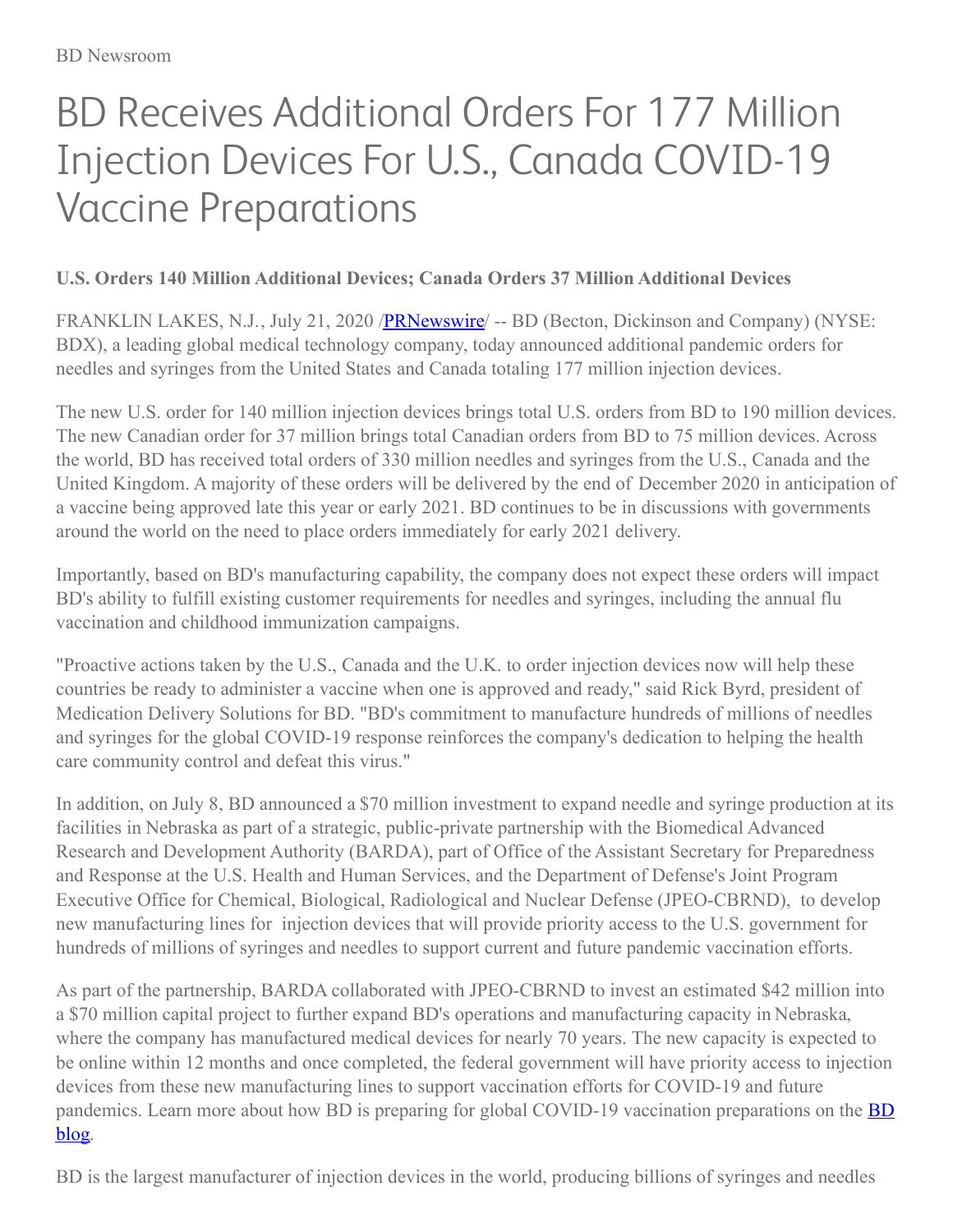BD Newsroom

# BD Receives Additional Orders For 177 Million Injection Devices For U.S., Canada COVID-19 Vaccine Preparations

**U.S. Orders 140 Million Additional Devices; Canada Orders 37 Million Additional Devices**

FRANKLIN LAKES, N.J., July 21, 2020 /PRNewswire/ -- BD (Becton, Dickinson and Company) (NYSE: BDX), a leading global medical technology company, today announced additional pandemic orders for needles and syringes from the United States and Canada totaling 177 million injection devices.

The new U.S. order for 140 million injection devices brings total U.S. orders from BD to 190 million devices. The new Canadian order for 37 million brings total Canadian orders from BD to 75 million devices. Across the world, BD has received total orders of 330 million needles and syringes from the U.S., Canada and the United Kingdom. A majority of these orders will be delivered by the end of December 2020 in anticipation of a vaccine being approved late this year or early 2021. BD continues to be in discussions with governments around the world on the need to place orders immediately for early 2021 delivery.

Importantly, based on BD's manufacturing capability, the company does not expect these orders will impact BD's ability to fulfill existing customer requirements for needles and syringes, including the annual flu vaccination and childhood immunization campaigns.

"Proactive actions taken by the U.S., Canada and the U.K. to order injection devices now will help these countries be ready to administer a vaccine when one is approved and ready," said Rick Byrd, president of Medication Delivery Solutions for BD. "BD's commitment to manufacture hundreds of millions of needles and syringes for the global COVID-19 response reinforces the company's dedication to helping the health care community control and defeat this virus."

In addition, on July 8, BD announced a $70 million investment to expand needle and syringe production at its facilities in Nebraska as part of a strategic, public-private partnership with the Biomedical Advanced Research and Development Authority (BARDA), part of Office of the Assistant Secretary for Preparedness and Response at the U.S. Health and Human Services, and the Department of Defense's Joint Program Executive Office for Chemical, Biological, Radiological and Nuclear Defense (JPEO-CBRND), to develop new manufacturing lines for injection devices that will provide priority access to the U.S. government for hundreds of millions of syringes and needles to support current and future pandemic vaccination efforts.

As part of the partnership, BARDA collaborated with JPEO-CBRND to invest an estimated $42 million into a $70 million capital project to further expand BD's operations and manufacturing capacity in Nebraska, where the company has manufactured medical devices for nearly 70 years. The new capacity is expected to be online within 12 months and once completed, the federal government will have priority access to injection devices from these new manufacturing lines to support vaccination efforts for COVID-19 and future pandemics. Learn more about how BD is preparing for global COVID-19 vaccination preparations on the BD blog.

BD is the largest manufacturer of injection devices in the world, producing billions of syringes and needles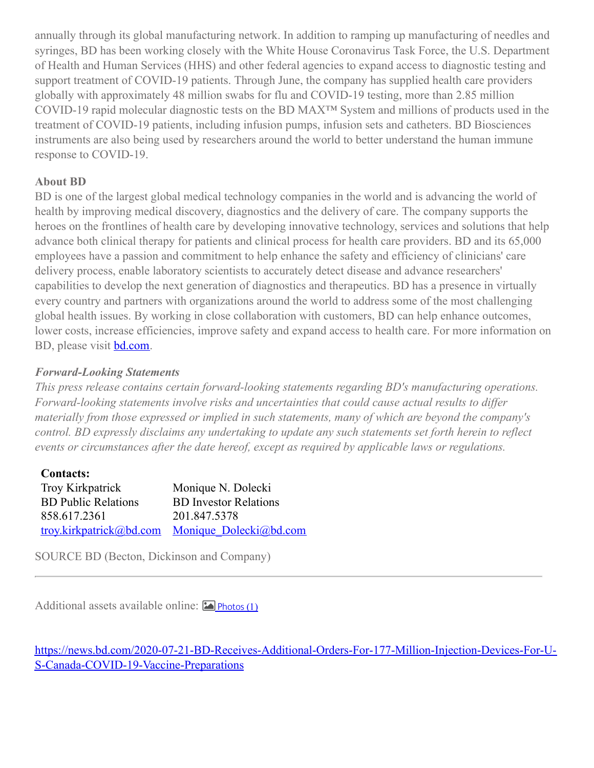annually through its global manufacturing network. In addition to ramping up manufacturing of needles and syringes, BD has been working closely with the White House Coronavirus Task Force, the U.S. Department of Health and Human Services (HHS) and other federal agencies to expand access to diagnostic testing and support treatment of COVID-19 patients. Through June, the company has supplied health care providers globally with approximately 48 million swabs for flu and COVID-19 testing, more than 2.85 million COVID-19 rapid molecular diagnostic tests on the BD MAX™ System and millions of products used in the treatment of COVID-19 patients, including infusion pumps, infusion sets and catheters. BD Biosciences instruments are also being used by researchers around the world to better understand the human immune response to COVID-19.

**About BD**

BD is one of the largest global medical technology companies in the world and is advancing the world of health by improving medical discovery, diagnostics and the delivery of care. The company supports the heroes on the frontlines of health care by developing innovative technology, services and solutions that help advance both clinical therapy for patients and clinical process for health care providers. BD and its 65,000 employees have a passion and commitment to help enhance the safety and efficiency of clinicians' care delivery process, enable laboratory scientists to accurately detect disease and advance researchers' capabilities to develop the next generation of diagnostics and therapeutics. BD has a presence in virtually every country and partners with organizations around the world to address some of the most challenging global health issues. By working in close collaboration with customers, BD can help enhance outcomes, lower costs, increase efficiencies, improve safety and expand access to health care. For more information on BD, please visit bd.com.

***Forward-Looking Statements***

*This press release contains certain forward-looking statements regarding BD's manufacturing operations. Forward-looking statements involve risks and uncertainties that could cause actual results to differ materially from those expressed or implied in such statements, many of which are beyond the company's control. BD expressly disclaims any undertaking to update any such statements set forth herein to reflect events or circumstances after the date hereof, except as required by applicable laws or regulations.*

**Contacts:**

| | |
|---|---|
| Troy Kirkpatrick | Monique N. Dolecki |
| BD Public Relations | BD Investor Relations |
| 858.617.2361 | 201.847.5378 |
| troy.kirkpatrick@bd.com | Monique_Dolecki@bd.com |

SOURCE BD (Becton, Dickinson and Company)

---

Additional assets available online: Photos (1)

https://news.bd.com/2020-07-21-BD-Receives-Additional-Orders-For-177-Million-Injection-Devices-For-U-S-Canada-COVID-19-Vaccine-Preparations